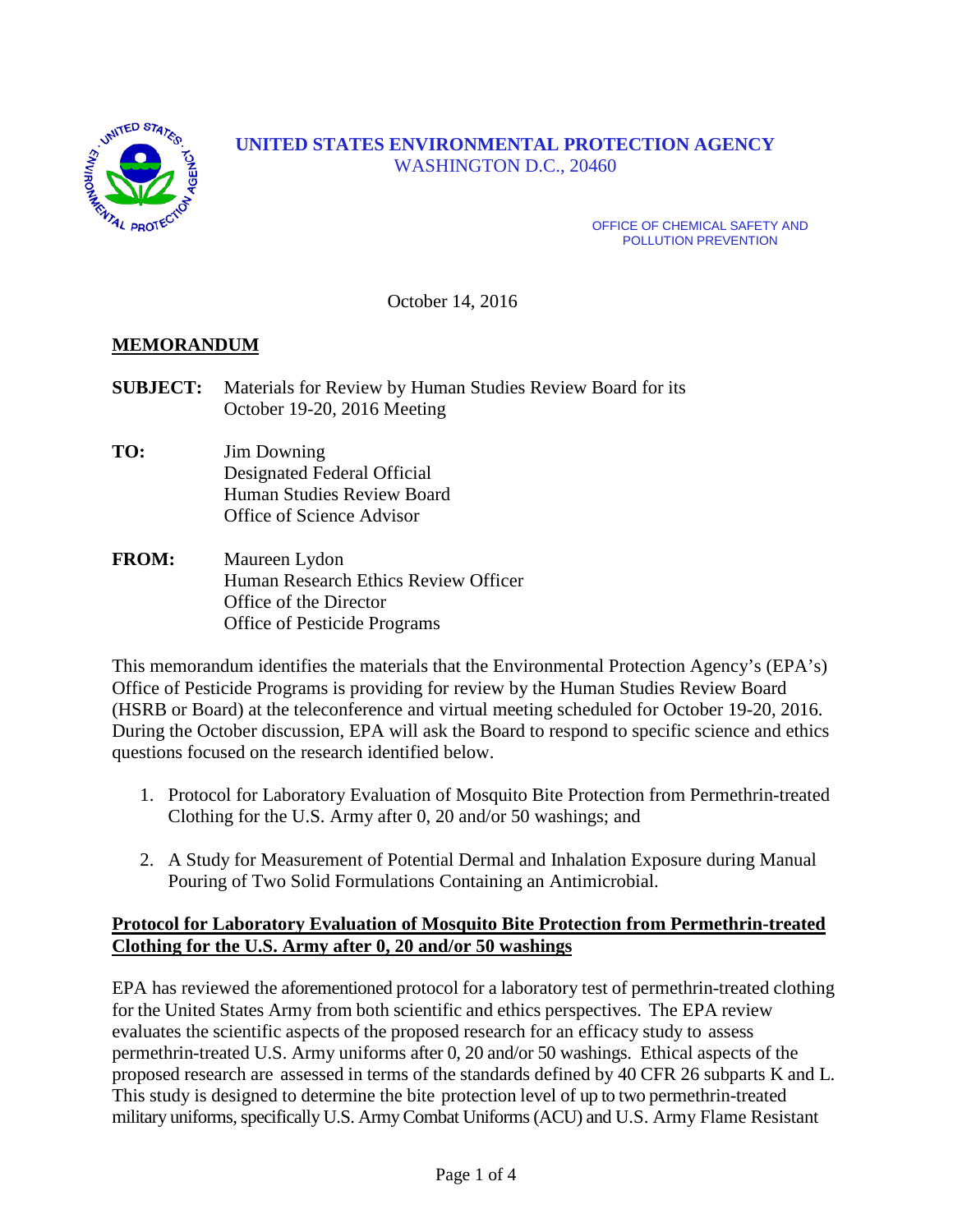**UNITED STATES ENVIRONMENTAL PROTECTION AGENCY**
WASHINGTON D.C., 20460

OFFICE OF CHEMICAL SAFETY AND POLLUTION PREVENTION

October 14, 2016

## MEMORANDUM

**SUBJECT:** Materials for Review by Human Studies Review Board for its October 19-20, 2016 Meeting

**TO:** Jim Downing
Designated Federal Official
Human Studies Review Board
Office of Science Advisor

**FROM:** Maureen Lydon
Human Research Ethics Review Officer
Office of the Director
Office of Pesticide Programs

This memorandum identifies the materials that the Environmental Protection Agency's (EPA's) Office of Pesticide Programs is providing for review by the Human Studies Review Board (HSRB or Board) at the teleconference and virtual meeting scheduled for October 19-20, 2016. During the October discussion, EPA will ask the Board to respond to specific science and ethics questions focused on the research identified below.

1. Protocol for Laboratory Evaluation of Mosquito Bite Protection from Permethrin-treated Clothing for the U.S. Army after 0, 20 and/or 50 washings; and

2. A Study for Measurement of Potential Dermal and Inhalation Exposure during Manual Pouring of Two Solid Formulations Containing an Antimicrobial.

**Protocol for Laboratory Evaluation of Mosquito Bite Protection from Permethrin-treated Clothing for the U.S. Army after 0, 20 and/or 50 washings**

EPA has reviewed the aforementioned protocol for a laboratory test of permethrin-treated clothing for the United States Army from both scientific and ethics perspectives. The EPA review evaluates the scientific aspects of the proposed research for an efficacy study to assess permethrin-treated U.S. Army uniforms after 0, 20 and/or 50 washings. Ethical aspects of the proposed research are assessed in terms of the standards defined by 40 CFR 26 subparts K and L. This study is designed to determine the bite protection level of up to two permethrin-treated military uniforms, specifically U.S. Army Combat Uniforms (ACU) and U.S. Army Flame Resistant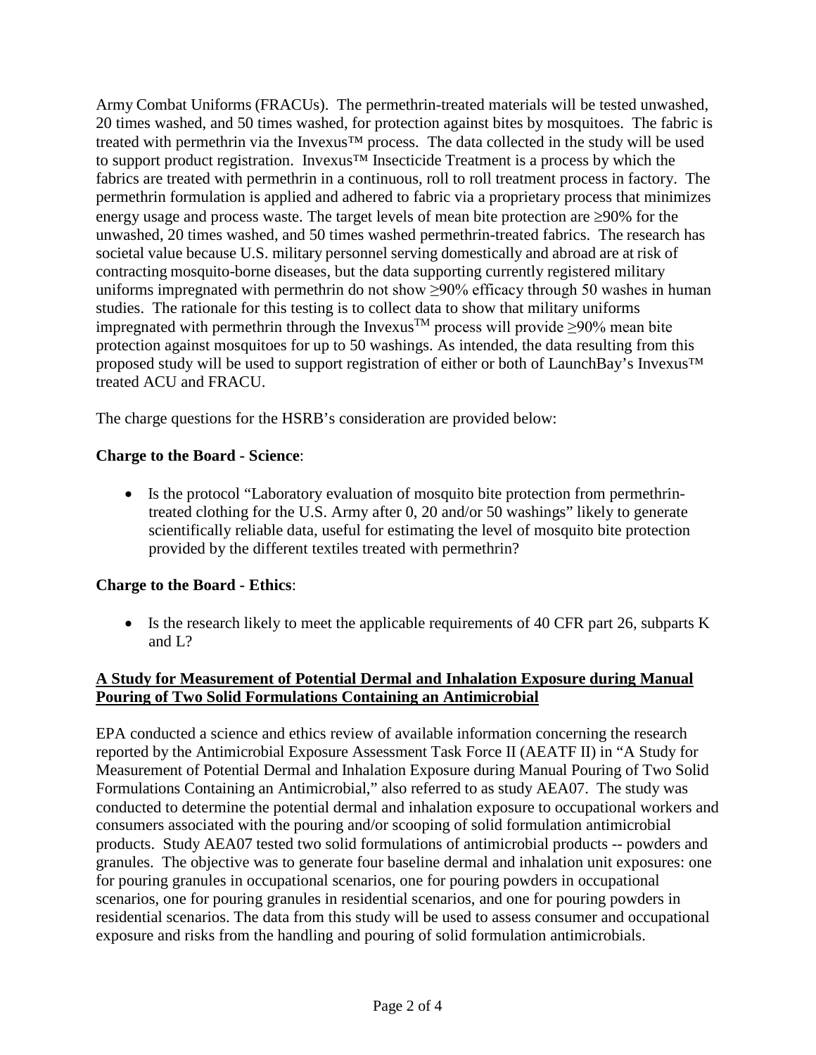Army Combat Uniforms (FRACUs). The permethrin-treated materials will be tested unwashed, 20 times washed, and 50 times washed, for protection against bites by mosquitoes. The fabric is treated with permethrin via the Invexus™ process. The data collected in the study will be used to support product registration. Invexus™ Insecticide Treatment is a process by which the fabrics are treated with permethrin in a continuous, roll to roll treatment process in factory. The permethrin formulation is applied and adhered to fabric via a proprietary process that minimizes energy usage and process waste. The target levels of mean bite protection are ≥90% for the unwashed, 20 times washed, and 50 times washed permethrin-treated fabrics. The research has societal value because U.S. military personnel serving domestically and abroad are at risk of contracting mosquito-borne diseases, but the data supporting currently registered military uniforms impregnated with permethrin do not show ≥90% efficacy through 50 washes in human studies. The rationale for this testing is to collect data to show that military uniforms impregnated with permethrin through the Invexus™ process will provide ≥90% mean bite protection against mosquitoes for up to 50 washings. As intended, the data resulting from this proposed study will be used to support registration of either or both of LaunchBay's Invexus™ treated ACU and FRACU.

The charge questions for the HSRB's consideration are provided below:

**Charge to the Board - Science**:

- Is the protocol "Laboratory evaluation of mosquito bite protection from permethrin-treated clothing for the U.S. Army after 0, 20 and/or 50 washings" likely to generate scientifically reliable data, useful for estimating the level of mosquito bite protection provided by the different textiles treated with permethrin?

**Charge to the Board - Ethics**:

- Is the research likely to meet the applicable requirements of 40 CFR part 26, subparts K and L?

**A Study for Measurement of Potential Dermal and Inhalation Exposure during Manual Pouring of Two Solid Formulations Containing an Antimicrobial**

EPA conducted a science and ethics review of available information concerning the research reported by the Antimicrobial Exposure Assessment Task Force II (AEATF II) in "A Study for Measurement of Potential Dermal and Inhalation Exposure during Manual Pouring of Two Solid Formulations Containing an Antimicrobial," also referred to as study AEA07. The study was conducted to determine the potential dermal and inhalation exposure to occupational workers and consumers associated with the pouring and/or scooping of solid formulation antimicrobial products. Study AEA07 tested two solid formulations of antimicrobial products -- powders and granules. The objective was to generate four baseline dermal and inhalation unit exposures: one for pouring granules in occupational scenarios, one for pouring powders in occupational scenarios, one for pouring granules in residential scenarios, and one for pouring powders in residential scenarios. The data from this study will be used to assess consumer and occupational exposure and risks from the handling and pouring of solid formulation antimicrobials.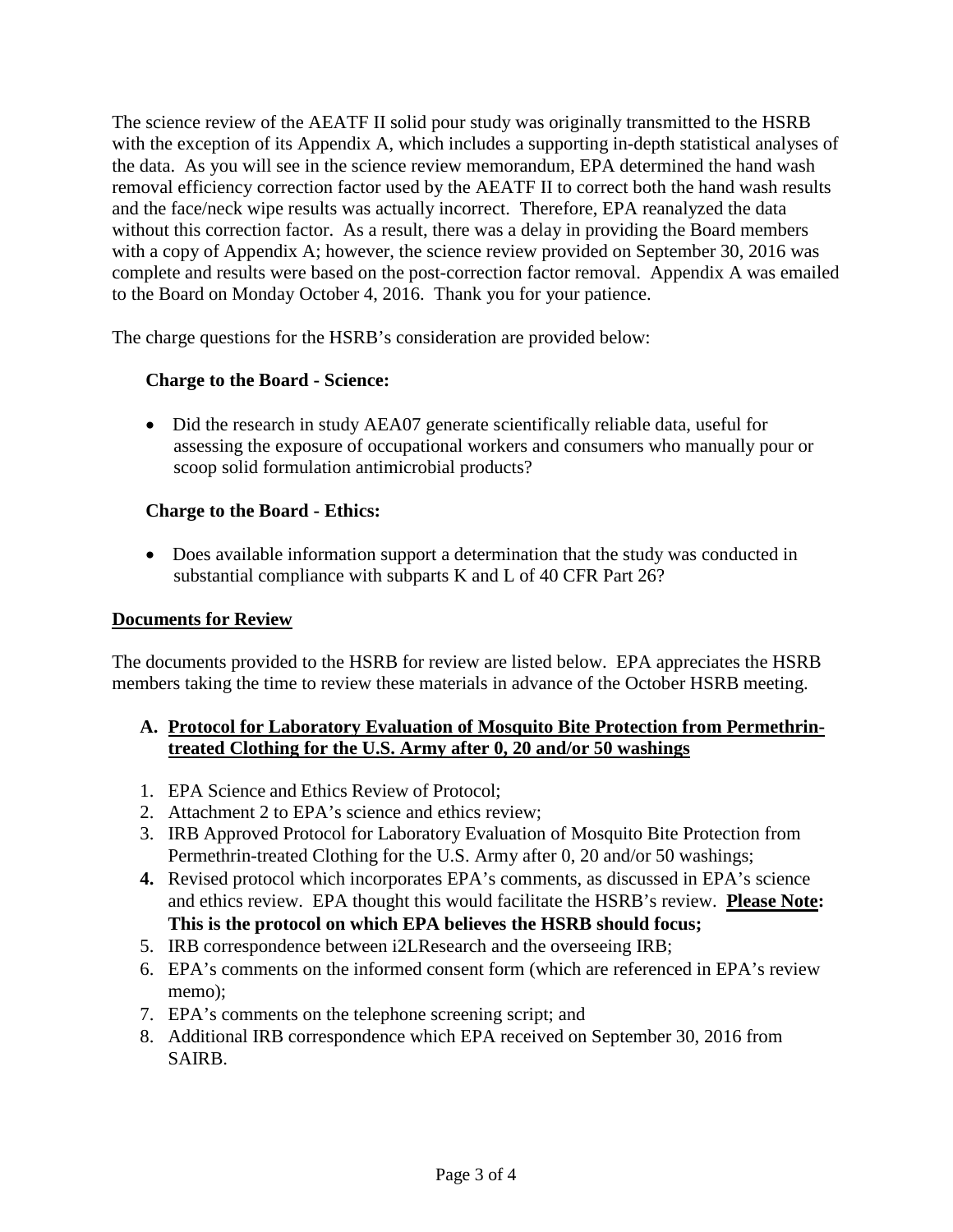The science review of the AEATF II solid pour study was originally transmitted to the HSRB with the exception of its Appendix A, which includes a supporting in-depth statistical analyses of the data. As you will see in the science review memorandum, EPA determined the hand wash removal efficiency correction factor used by the AEATF II to correct both the hand wash results and the face/neck wipe results was actually incorrect. Therefore, EPA reanalyzed the data without this correction factor. As a result, there was a delay in providing the Board members with a copy of Appendix A; however, the science review provided on September 30, 2016 was complete and results were based on the post-correction factor removal. Appendix A was emailed to the Board on Monday October 4, 2016. Thank you for your patience.

The charge questions for the HSRB's consideration are provided below:

**Charge to the Board - Science:**

- Did the research in study AEA07 generate scientifically reliable data, useful for assessing the exposure of occupational workers and consumers who manually pour or scoop solid formulation antimicrobial products?

**Charge to the Board - Ethics:**

- Does available information support a determination that the study was conducted in substantial compliance with subparts K and L of 40 CFR Part 26?

**Documents for Review**

The documents provided to the HSRB for review are listed below. EPA appreciates the HSRB members taking the time to review these materials in advance of the October HSRB meeting.

**A. Protocol for Laboratory Evaluation of Mosquito Bite Protection from Permethrin-treated Clothing for the U.S. Army after 0, 20 and/or 50 washings**

1. EPA Science and Ethics Review of Protocol;
2. Attachment 2 to EPA's science and ethics review;
3. IRB Approved Protocol for Laboratory Evaluation of Mosquito Bite Protection from Permethrin-treated Clothing for the U.S. Army after 0, 20 and/or 50 washings;
4. Revised protocol which incorporates EPA's comments, as discussed in EPA's science and ethics review. EPA thought this would facilitate the HSRB's review. **Please Note: This is the protocol on which EPA believes the HSRB should focus;**
5. IRB correspondence between i2LResearch and the overseeing IRB;
6. EPA's comments on the informed consent form (which are referenced in EPA's review memo);
7. EPA's comments on the telephone screening script; and
8. Additional IRB correspondence which EPA received on September 30, 2016 from SAIRB.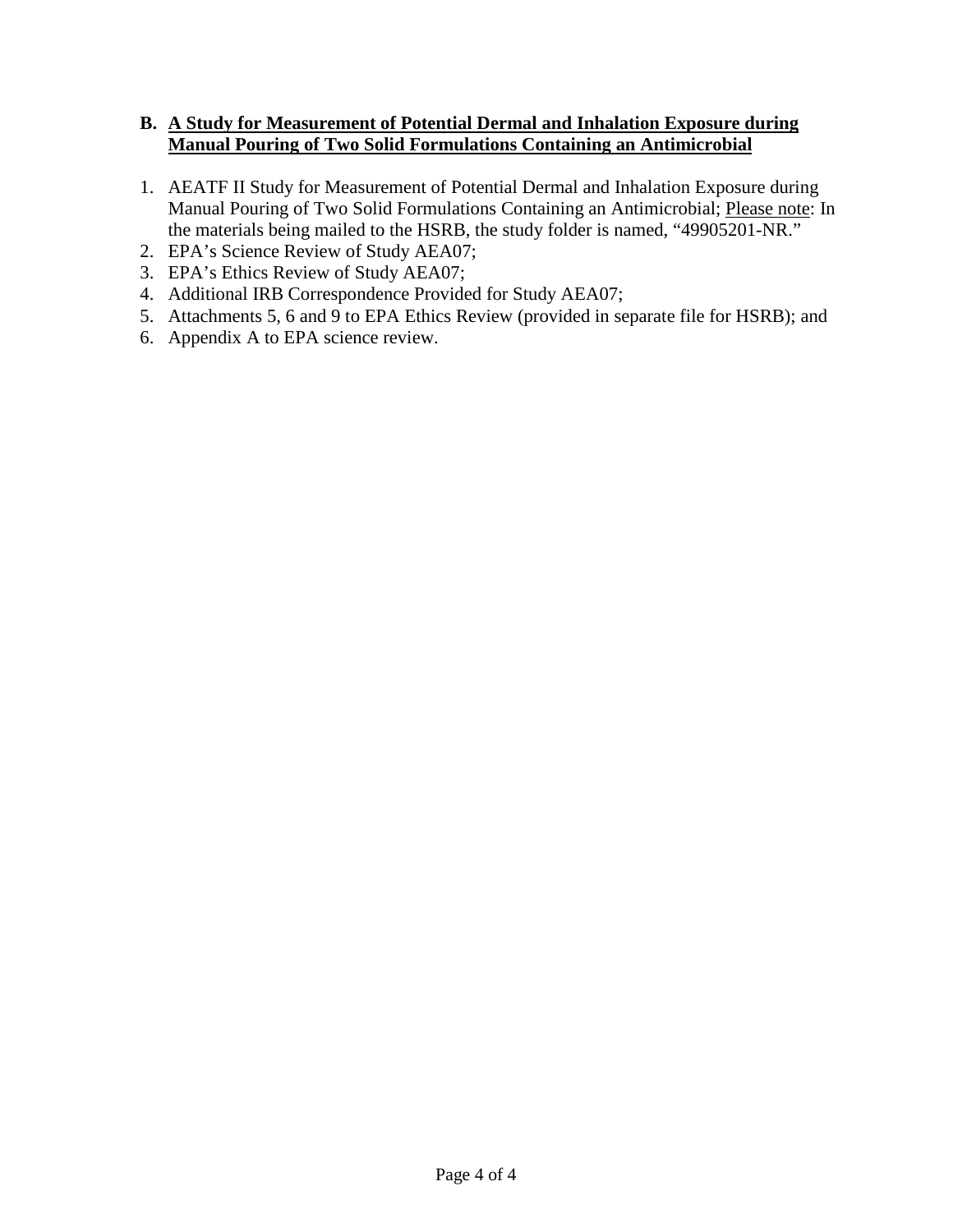**B. <u>A Study for Measurement of Potential Dermal and Inhalation Exposure during Manual Pouring of Two Solid Formulations Containing an Antimicrobial</u>**

1. AEATF II Study for Measurement of Potential Dermal and Inhalation Exposure during Manual Pouring of Two Solid Formulations Containing an Antimicrobial; <u>Please note</u>: In the materials being mailed to the HSRB, the study folder is named, "49905201-NR."
2. EPA's Science Review of Study AEA07;
3. EPA's Ethics Review of Study AEA07;
4. Additional IRB Correspondence Provided for Study AEA07;
5. Attachments 5, 6 and 9 to EPA Ethics Review (provided in separate file for HSRB); and
6. Appendix A to EPA science review.